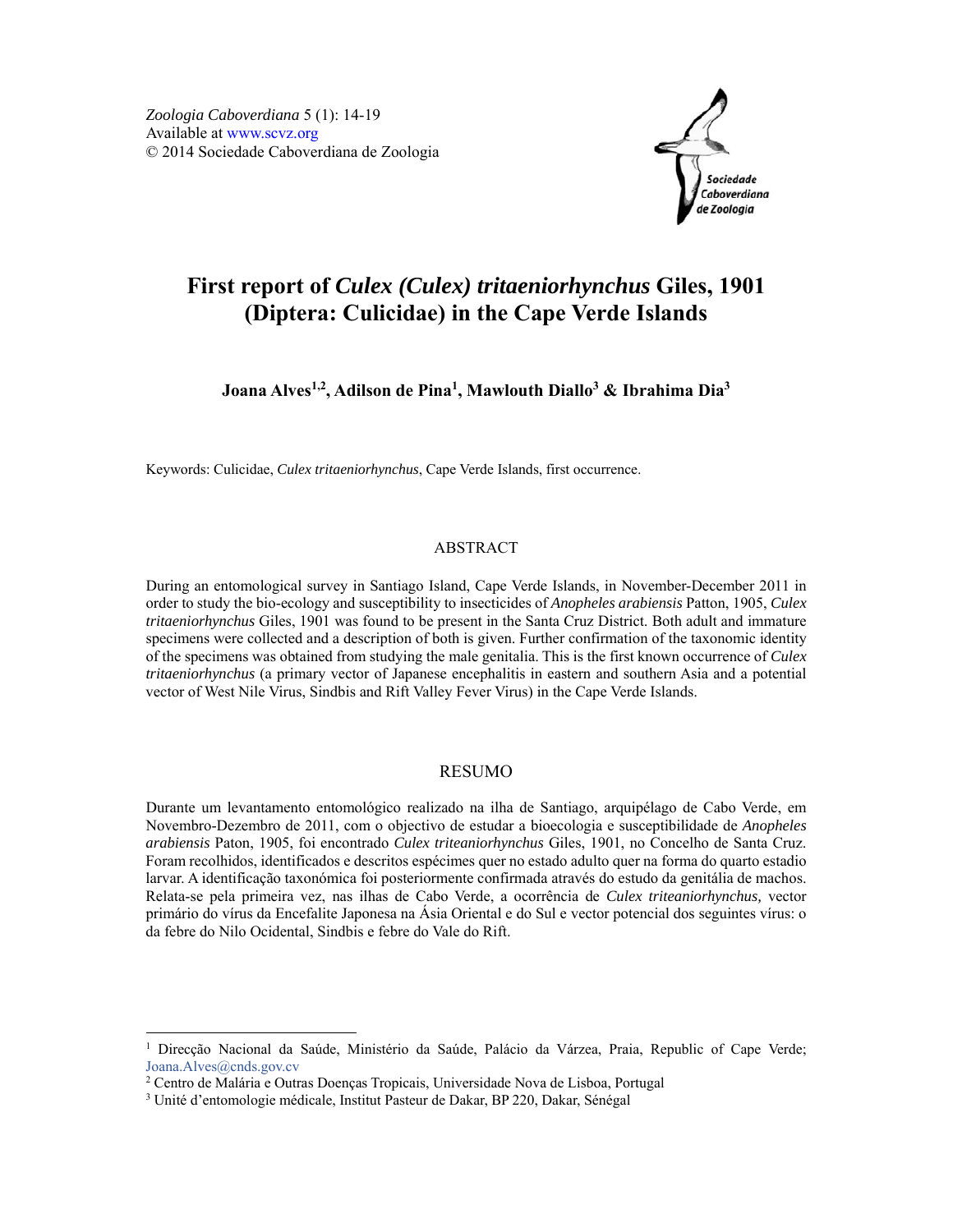Zoologia Caboverdiana 5 (1): 14-19
Available at www.scvz.org
© 2014 Sociedade Caboverdiana de Zoologia

# First report of *Culex (Culex) tritaeniorhynchus* Giles, 1901 (Diptera: Culicidae) in the Cape Verde Islands

**Joana Alves[1,2], Adilson de Pina[1], Mawlouth Diallo[3] & Ibrahima Dia[3]**

Keywords: Culicidae, *Culex tritaeniorhynchus*, Cape Verde Islands, first occurrence.

## ABSTRACT

During an entomological survey in Santiago Island, Cape Verde Islands, in November-December 2011 in order to study the bio-ecology and susceptibility to insecticides of *Anopheles arabiensis* Patton, 1905, *Culex tritaeniorhynchus* Giles, 1901 was found to be present in the Santa Cruz District. Both adult and immature specimens were collected and a description of both is given. Further confirmation of the taxonomic identity of the specimens was obtained from studying the male genitalia. This is the first known occurrence of *Culex tritaeniorhynchus* (a primary vector of Japanese encephalitis in eastern and southern Asia and a potential vector of West Nile Virus, Sindbis and Rift Valley Fever Virus) in the Cape Verde Islands.

## RESUMO

Durante um levantamento entomológico realizado na ilha de Santiago, arquipélago de Cabo Verde, em Novembro-Dezembro de 2011, com o objectivo de estudar a bioecologia e susceptibilidade de *Anopheles arabiensis* Paton, 1905, foi encontrado *Culex triteaniorhynchus* Giles, 1901, no Concelho de Santa Cruz. Foram recolhidos, identificados e descritos espécimes quer no estado adulto quer na forma do quarto estadio larvar. A identificação taxonómica foi posteriormente confirmada através do estudo da genitália de machos. Relata-se pela primeira vez, nas ilhas de Cabo Verde, a ocorrência de *Culex triteaniorhynchus,* vector primário do vírus da Encefalite Japonesa na Ásia Oriental e do Sul e vector potencial dos seguintes vírus: o da febre do Nilo Ocidental, Sindbis e febre do Vale do Rift.

---

[1] Direcção Nacional da Saúde, Ministério da Saúde, Palácio da Várzea, Praia, Republic of Cape Verde; Joana.Alves@cnds.gov.cv

[2] Centro de Malária e Outras Doenças Tropicais, Universidade Nova de Lisboa, Portugal

[3] Unité d'entomologie médicale, Institut Pasteur de Dakar, BP 220, Dakar, Sénégal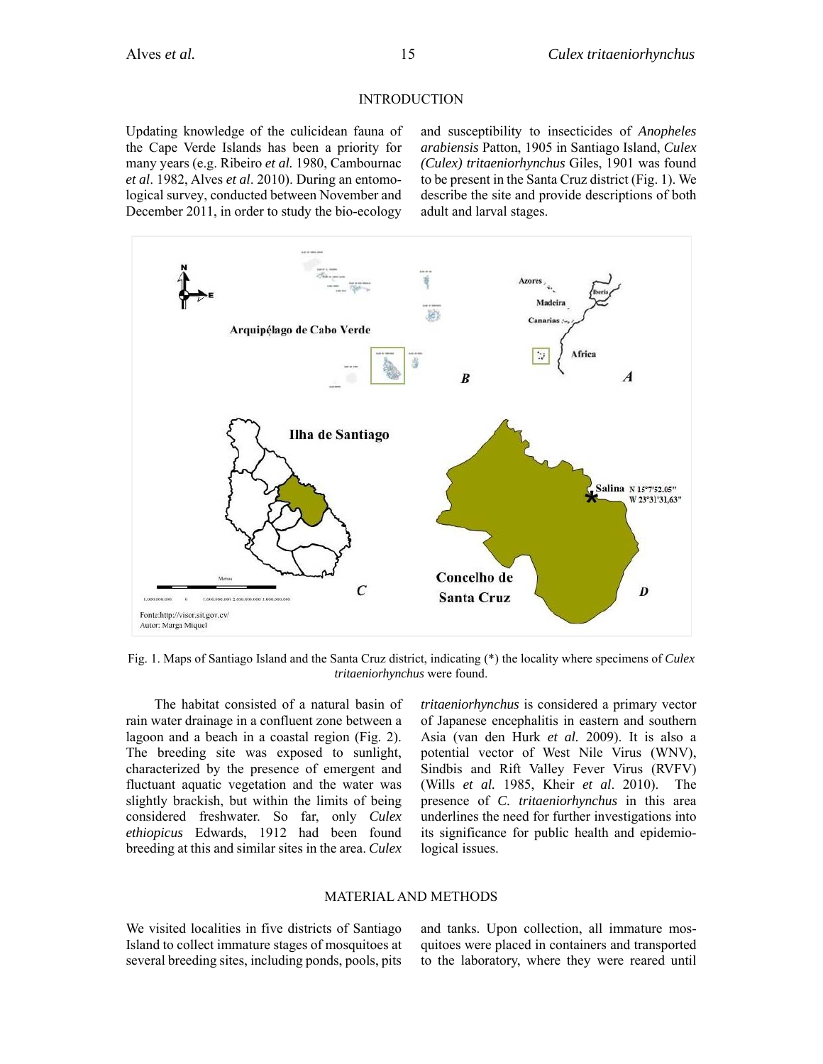## INTRODUCTION

Updating knowledge of the culicidean fauna of the Cape Verde Islands has been a priority for many years (e.g. Ribeiro *et al.* 1980, Cambournac *et al*. 1982, Alves *et al*. 2010). During an entomological survey, conducted between November and December 2011, in order to study the bio-ecology and susceptibility to insecticides of *Anopheles arabiensis* Patton, 1905 in Santiago Island, *Culex (Culex) tritaeniorhynchus* Giles, 1901 was found to be present in the Santa Cruz district (Fig. 1). We describe the site and provide descriptions of both adult and larval stages.

Fig. 1. Maps of Santiago Island and the Santa Cruz district, indicating (*) the locality where specimens of *Culex tritaeniorhynchus* were found.

The habitat consisted of a natural basin of rain water drainage in a confluent zone between a lagoon and a beach in a coastal region (Fig. 2). The breeding site was exposed to sunlight, characterized by the presence of emergent and fluctuant aquatic vegetation and the water was slightly brackish, but within the limits of being considered freshwater. So far, only *Culex ethiopicus* Edwards, 1912 had been found breeding at this and similar sites in the area. *Culex tritaeniorhynchus* is considered a primary vector of Japanese encephalitis in eastern and southern Asia (van den Hurk *et al.* 2009). It is also a potential vector of West Nile Virus (WNV), Sindbis and Rift Valley Fever Virus (RVFV) (Wills *et al.* 1985, Kheir *et al*. 2010). The presence of *C. tritaeniorhynchus* in this area underlines the need for further investigations into its significance for public health and epidemiological issues.

## MATERIAL AND METHODS

We visited localities in five districts of Santiago Island to collect immature stages of mosquitoes at several breeding sites, including ponds, pools, pits and tanks. Upon collection, all immature mosquitoes were placed in containers and transported to the laboratory, where they were reared until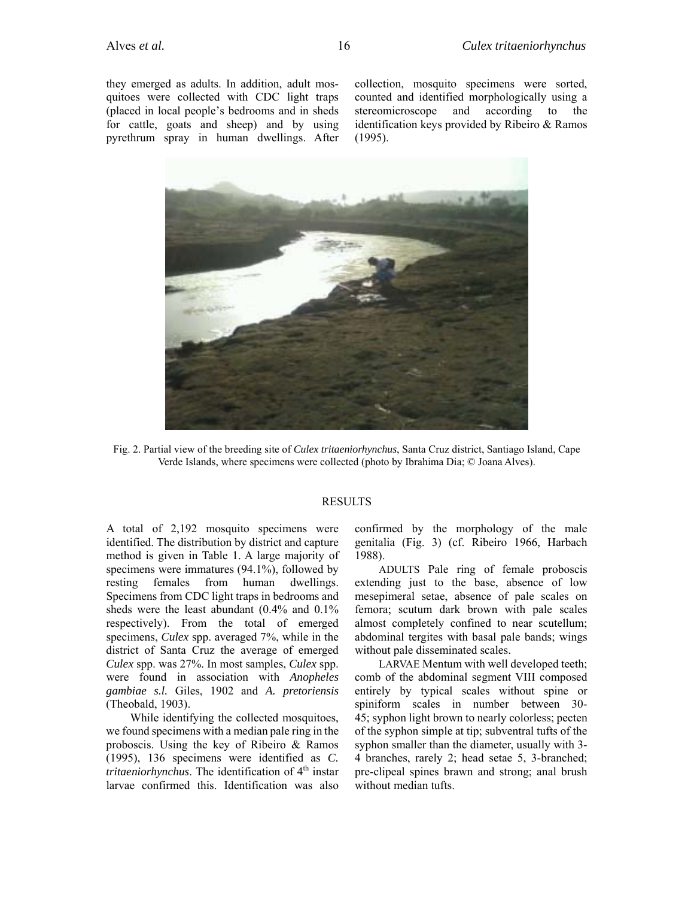they emerged as adults. In addition, adult mosquitoes were collected with CDC light traps (placed in local people's bedrooms and in sheds for cattle, goats and sheep) and by using pyrethrum spray in human dwellings. After collection, mosquito specimens were sorted, counted and identified morphologically using a stereomicroscope and according to the identification keys provided by Ribeiro & Ramos (1995).

Fig. 2. Partial view of the breeding site of *Culex tritaeniorhynchus*, Santa Cruz district, Santiago Island, Cape Verde Islands, where specimens were collected (photo by Ibrahima Dia; © Joana Alves).

## RESULTS

A total of 2,192 mosquito specimens were identified. The distribution by district and capture method is given in Table 1. A large majority of specimens were immatures (94.1%), followed by resting females from human dwellings. Specimens from CDC light traps in bedrooms and sheds were the least abundant (0.4% and 0.1% respectively). From the total of emerged specimens, *Culex* spp. averaged 7%, while in the district of Santa Cruz the average of emerged *Culex* spp. was 27%. In most samples, *Culex* spp. were found in association with *Anopheles gambiae s.l.* Giles, 1902 and *A. pretoriensis* (Theobald, 1903).

While identifying the collected mosquitoes, we found specimens with a median pale ring in the proboscis. Using the key of Ribeiro & Ramos (1995), 136 specimens were identified as *C. tritaeniorhynchus*. The identification of 4th instar larvae confirmed this. Identification was also confirmed by the morphology of the male genitalia (Fig. 3) (cf. Ribeiro 1966, Harbach 1988).

ADULTS Pale ring of female proboscis extending just to the base, absence of low mesepimeral setae, absence of pale scales on femora; scutum dark brown with pale scales almost completely confined to near scutellum; abdominal tergites with basal pale bands; wings without pale disseminated scales.

LARVAE Mentum with well developed teeth; comb of the abdominal segment VIII composed entirely by typical scales without spine or spiniform scales in number between 30-45; syphon light brown to nearly colorless; pecten of the syphon simple at tip; subventral tufts of the syphon smaller than the diameter, usually with 3-4 branches, rarely 2; head setae 5, 3-branched; pre-clipeal spines brawn and strong; anal brush without median tufts.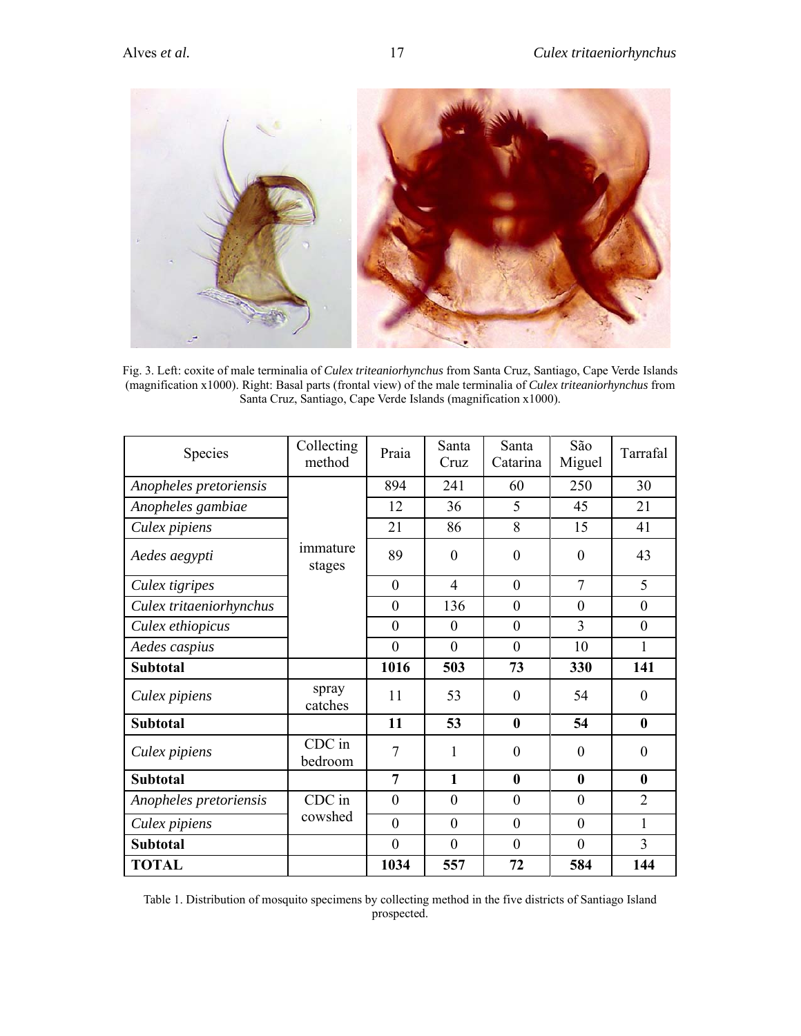Fig. 3. Left: coxite of male terminalia of *Culex triteaniorhynchus* from Santa Cruz, Santiago, Cape Verde Islands (magnification x1000). Right: Basal parts (frontal view) of the male terminalia of *Culex triteaniorhynchus* from Santa Cruz, Santiago, Cape Verde Islands (magnification x1000).

| Species | Collecting method | Praia | Santa Cruz | Santa Catarina | São Miguel | Tarrafal |
|---|---|---|---|---|---|---|
| *Anopheles pretoriensis* | immature stages | 894 | 241 | 60 | 250 | 30 |
| *Anopheles gambiae* | | 12 | 36 | 5 | 45 | 21 |
| *Culex pipiens* | | 21 | 86 | 8 | 15 | 41 |
| *Aedes aegypti* | | 89 | 0 | 0 | 0 | 43 |
| *Culex tigripes* | | 0 | 4 | 0 | 7 | 5 |
| *Culex tritaeniorhynchus* | | 0 | 136 | 0 | 0 | 0 |
| *Culex ethiopicus* | | 0 | 0 | 0 | 3 | 0 |
| *Aedes caspius* | | 0 | 0 | 0 | 10 | 1 |
| **Subtotal** | | **1016** | **503** | **73** | **330** | **141** |
| *Culex pipiens* | spray catches | 11 | 53 | 0 | 54 | 0 |
| **Subtotal** | | **11** | **53** | **0** | **54** | **0** |
| *Culex pipiens* | CDC in bedroom | 7 | 1 | 0 | 0 | 0 |
| **Subtotal** | | **7** | **1** | **0** | **0** | **0** |
| *Anopheles pretoriensis* | CDC in cowshed | 0 | 0 | 0 | 0 | 2 |
| *Culex pipiens* | | 0 | 0 | 0 | 0 | 1 |
| **Subtotal** | | 0 | 0 | 0 | 0 | 3 |
| **TOTAL** | | **1034** | **557** | **72** | **584** | **144** |

Table 1. Distribution of mosquito specimens by collecting method in the five districts of Santiago Island prospected.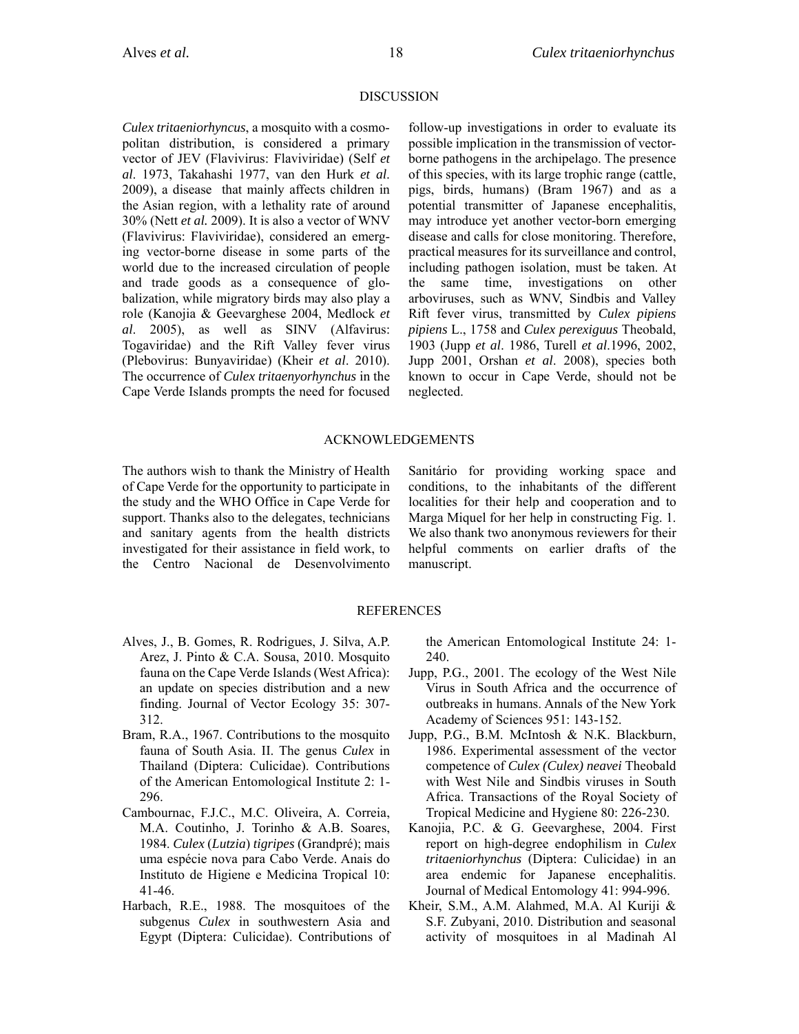## DISCUSSION

*Culex tritaeniorhyncus*, a mosquito with a cosmopolitan distribution, is considered a primary vector of JEV (Flavivirus: Flaviviridae) (Self *et al*. 1973, Takahashi 1977, van den Hurk *et al*. 2009), a disease that mainly affects children in the Asian region, with a lethality rate of around 30% (Nett *et al.* 2009). It is also a vector of WNV (Flavivirus: Flaviviridae), considered an emerging vector-borne disease in some parts of the world due to the increased circulation of people and trade goods as a consequence of globalization, while migratory birds may also play a role (Kanojia & Geevarghese 2004, Medlock *et al*. 2005), as well as SINV (Alfavirus: Togaviridae) and the Rift Valley fever virus (Plebovirus: Bunyaviridae) (Kheir *et al*. 2010). The occurrence of *Culex tritaenyorhynchus* in the Cape Verde Islands prompts the need for focused follow-up investigations in order to evaluate its possible implication in the transmission of vector-borne pathogens in the archipelago. The presence of this species, with its large trophic range (cattle, pigs, birds, humans) (Bram 1967) and as a potential transmitter of Japanese encephalitis, may introduce yet another vector-born emerging disease and calls for close monitoring. Therefore, practical measures for its surveillance and control, including pathogen isolation, must be taken. At the same time, investigations on other arboviruses, such as WNV, Sindbis and Valley Rift fever virus, transmitted by *Culex pipiens pipiens* L., 1758 and *Culex perexiguus* Theobald, 1903 (Jupp *et al*. 1986, Turell *et al*.1996, 2002, Jupp 2001, Orshan *et al*. 2008), species both known to occur in Cape Verde, should not be neglected.

## ACKNOWLEDGEMENTS

The authors wish to thank the Ministry of Health of Cape Verde for the opportunity to participate in the study and the WHO Office in Cape Verde for support. Thanks also to the delegates, technicians and sanitary agents from the health districts investigated for their assistance in field work, to the Centro Nacional de Desenvolvimento Sanitário for providing working space and conditions, to the inhabitants of the different localities for their help and cooperation and to Marga Miquel for her help in constructing Fig. 1. We also thank two anonymous reviewers for their helpful comments on earlier drafts of the manuscript.

## REFERENCES

Alves, J., B. Gomes, R. Rodrigues, J. Silva, A.P. Arez, J. Pinto & C.A. Sousa, 2010. Mosquito fauna on the Cape Verde Islands (West Africa): an update on species distribution and a new finding. Journal of Vector Ecology 35: 307-312.

Bram, R.A., 1967. Contributions to the mosquito fauna of South Asia. II. The genus *Culex* in Thailand (Diptera: Culicidae). Contributions of the American Entomological Institute 2: 1-296.

Cambournac, F.J.C., M.C. Oliveira, A. Correia, M.A. Coutinho, J. Torinho & A.B. Soares, 1984. *Culex* (*Lutzia*) *tigripes* (Grandpré); mais uma espécie nova para Cabo Verde. Anais do Instituto de Higiene e Medicina Tropical 10: 41-46.

Harbach, R.E., 1988. The mosquitoes of the subgenus *Culex* in southwestern Asia and Egypt (Diptera: Culicidae). Contributions of the American Entomological Institute 24: 1-240.

Jupp, P.G., 2001. The ecology of the West Nile Virus in South Africa and the occurrence of outbreaks in humans. Annals of the New York Academy of Sciences 951: 143-152.

Jupp, P.G., B.M. McIntosh & N.K. Blackburn, 1986. Experimental assessment of the vector competence of *Culex (Culex) neavei* Theobald with West Nile and Sindbis viruses in South Africa. Transactions of the Royal Society of Tropical Medicine and Hygiene 80: 226-230.

Kanojia, P.C. & G. Geevarghese, 2004. First report on high-degree endophilism in *Culex tritaeniorhynchus* (Diptera: Culicidae) in an area endemic for Japanese encephalitis. Journal of Medical Entomology 41: 994-996.

Kheir, S.M., A.M. Alahmed, M.A. Al Kuriji & S.F. Zubyani, 2010. Distribution and seasonal activity of mosquitoes in al Madinah Al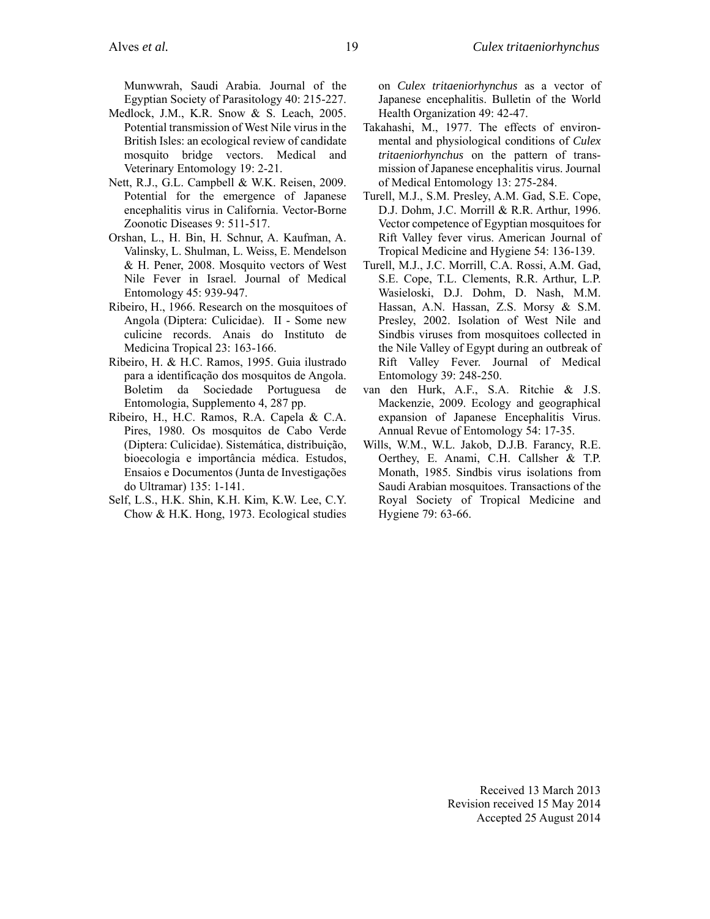Munwwrah, Saudi Arabia. Journal of the Egyptian Society of Parasitology 40: 215-227.

Medlock, J.M., K.R. Snow & S. Leach, 2005. Potential transmission of West Nile virus in the British Isles: an ecological review of candidate mosquito bridge vectors. Medical and Veterinary Entomology 19: 2-21.

Nett, R.J., G.L. Campbell & W.K. Reisen, 2009. Potential for the emergence of Japanese encephalitis virus in California. Vector-Borne Zoonotic Diseases 9: 511-517.

Orshan, L., H. Bin, H. Schnur, A. Kaufman, A. Valinsky, L. Shulman, L. Weiss, E. Mendelson & H. Pener, 2008. Mosquito vectors of West Nile Fever in Israel. Journal of Medical Entomology 45: 939-947.

Ribeiro, H., 1966. Research on the mosquitoes of Angola (Diptera: Culicidae). II - Some new culicine records. Anais do Instituto de Medicina Tropical 23: 163-166.

Ribeiro, H. & H.C. Ramos, 1995. Guia ilustrado para a identificação dos mosquitos de Angola. Boletim da Sociedade Portuguesa de Entomologia, Supplemento 4, 287 pp.

Ribeiro, H., H.C. Ramos, R.A. Capela & C.A. Pires, 1980. Os mosquitos de Cabo Verde (Diptera: Culicidae). Sistemática, distribuição, bioecologia e importância médica. Estudos, Ensaios e Documentos (Junta de Investigações do Ultramar) 135: 1-141.

Self, L.S., H.K. Shin, K.H. Kim, K.W. Lee, C.Y. Chow & H.K. Hong, 1973. Ecological studies on *Culex tritaeniorhynchus* as a vector of Japanese encephalitis. Bulletin of the World Health Organization 49: 42-47.

Takahashi, M., 1977. The effects of environmental and physiological conditions of *Culex tritaeniorhynchus* on the pattern of transmission of Japanese encephalitis virus. Journal of Medical Entomology 13: 275-284.

Turell, M.J., S.M. Presley, A.M. Gad, S.E. Cope, D.J. Dohm, J.C. Morrill & R.R. Arthur, 1996. Vector competence of Egyptian mosquitoes for Rift Valley fever virus. American Journal of Tropical Medicine and Hygiene 54: 136-139.

Turell, M.J., J.C. Morrill, C.A. Rossi, A.M. Gad, S.E. Cope, T.L. Clements, R.R. Arthur, L.P. Wasieloski, D.J. Dohm, D. Nash, M.M. Hassan, A.N. Hassan, Z.S. Morsy & S.M. Presley, 2002. Isolation of West Nile and Sindbis viruses from mosquitoes collected in the Nile Valley of Egypt during an outbreak of Rift Valley Fever. Journal of Medical Entomology 39: 248-250.

van den Hurk, A.F., S.A. Ritchie & J.S. Mackenzie, 2009. Ecology and geographical expansion of Japanese Encephalitis Virus. Annual Revue of Entomology 54: 17-35.

Wills, W.M., W.L. Jakob, D.J.B. Farancy, R.E. Oerthey, E. Anami, C.H. Callsher & T.P. Monath, 1985. Sindbis virus isolations from Saudi Arabian mosquitoes. Transactions of the Royal Society of Tropical Medicine and Hygiene 79: 63-66.

Received 13 March 2013
Revision received 15 May 2014
Accepted 25 August 2014